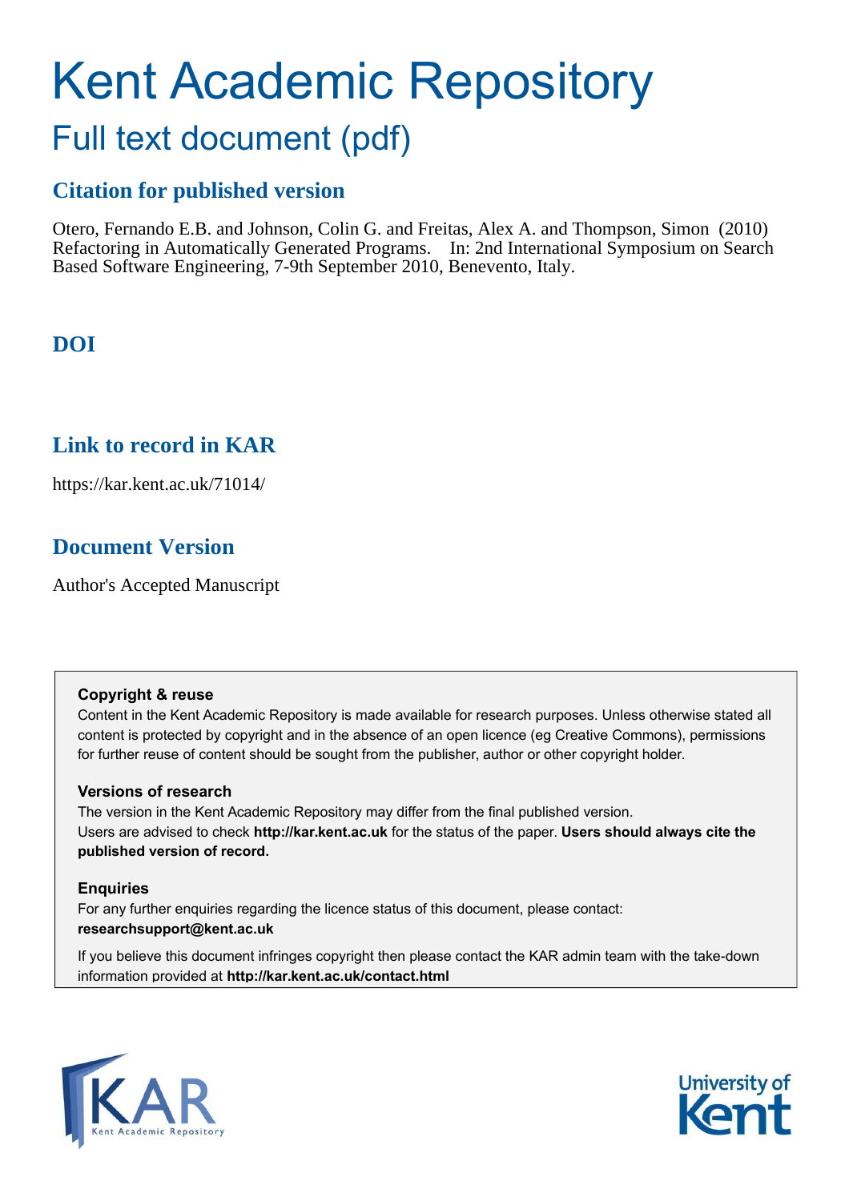# Kent Academic Repository

## Full text document (pdf)

### Citation for published version

Otero, Fernando E.B. and Johnson, Colin G. and Freitas, Alex A. and Thompson, Simon (2010) Refactoring in Automatically Generated Programs. In: 2nd International Symposium on Search Based Software Engineering, 7-9th September 2010, Benevento, Italy.

### DOI

### Link to record in KAR

https://kar.kent.ac.uk/71014/

### Document Version

Author's Accepted Manuscript

**Copyright & reuse**

Content in the Kent Academic Repository is made available for research purposes. Unless otherwise stated all content is protected by copyright and in the absence of an open licence (eg Creative Commons), permissions for further reuse of content should be sought from the publisher, author or other copyright holder.

**Versions of research**

The version in the Kent Academic Repository may differ from the final published version.
Users are advised to check **http://kar.kent.ac.uk** for the status of the paper. **Users should always cite the published version of record.**

**Enquiries**

For any further enquiries regarding the licence status of this document, please contact:
**researchsupport@kent.ac.uk**

If you believe this document infringes copyright then please contact the KAR admin team with the take-down information provided at **http://kar.kent.ac.uk/contact.html**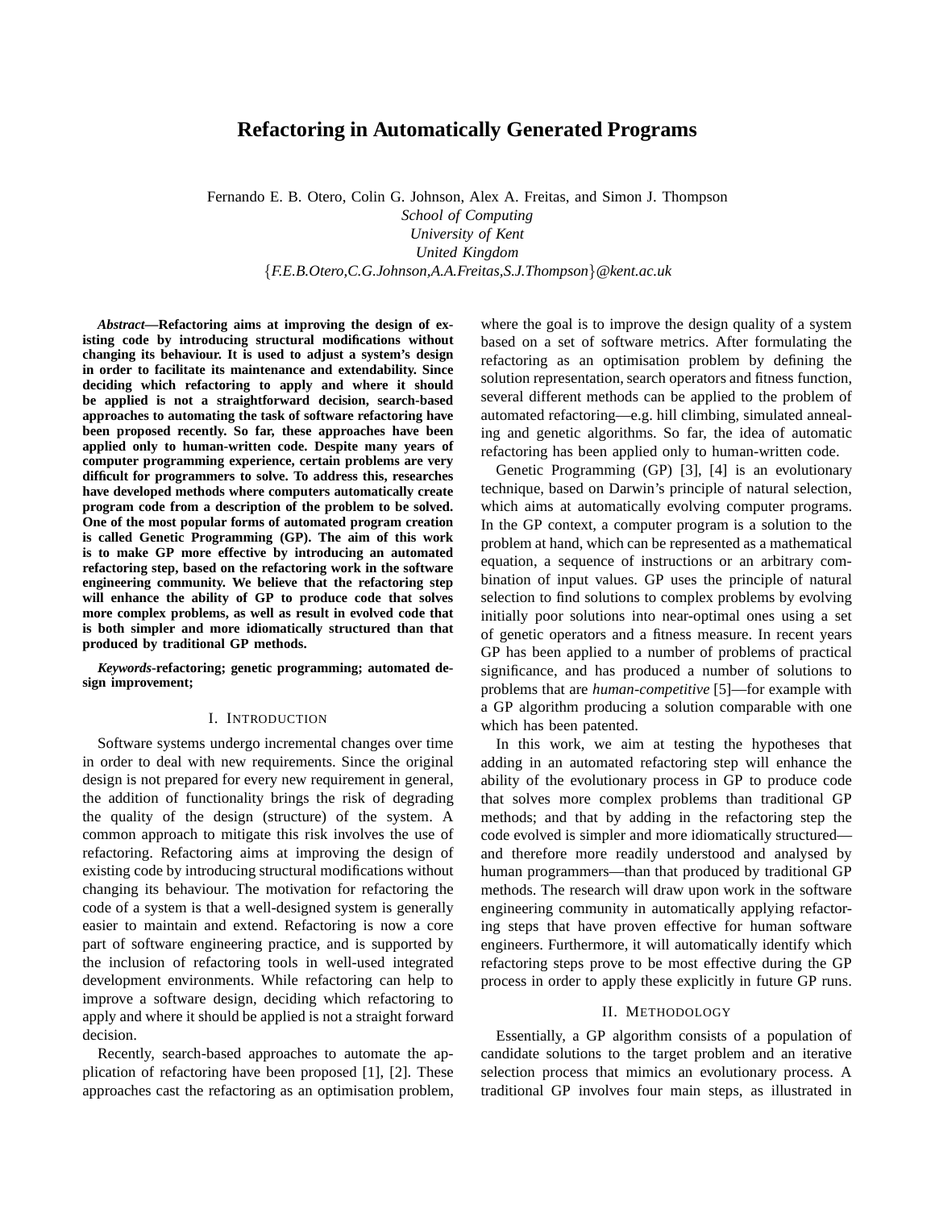# Refactoring in Automatically Generated Programs

Fernando E. B. Otero, Colin G. Johnson, Alex A. Freitas, and Simon J. Thompson
*School of Computing*
*University of Kent*
*United Kingdom*
{*F.E.B.Otero,C.G.Johnson,A.A.Freitas,S.J.Thompson*}*@kent.ac.uk*

***Abstract*—Refactoring aims at improving the design of existing code by introducing structural modifications without changing its behaviour. It is used to adjust a system's design in order to facilitate its maintenance and extendability. Since deciding which refactoring to apply and where it should be applied is not a straightforward decision, search-based approaches to automating the task of software refactoring have been proposed recently. So far, these approaches have been applied only to human-written code. Despite many years of computer programming experience, certain problems are very difficult for programmers to solve. To address this, researches have developed methods where computers automatically create program code from a description of the problem to be solved. One of the most popular forms of automated program creation is called Genetic Programming (GP). The aim of this work is to make GP more effective by introducing an automated refactoring step, based on the refactoring work in the software engineering community. We believe that the refactoring step will enhance the ability of GP to produce code that solves more complex problems, as well as result in evolved code that is both simpler and more idiomatically structured than that produced by traditional GP methods.**

***Keywords*-refactoring; genetic programming; automated design improvement;**

## I. Introduction

Software systems undergo incremental changes over time in order to deal with new requirements. Since the original design is not prepared for every new requirement in general, the addition of functionality brings the risk of degrading the quality of the design (structure) of the system. A common approach to mitigate this risk involves the use of refactoring. Refactoring aims at improving the design of existing code by introducing structural modifications without changing its behaviour. The motivation for refactoring the code of a system is that a well-designed system is generally easier to maintain and extend. Refactoring is now a core part of software engineering practice, and is supported by the inclusion of refactoring tools in well-used integrated development environments. While refactoring can help to improve a software design, deciding which refactoring to apply and where it should be applied is not a straight forward decision.

Recently, search-based approaches to automate the application of refactoring have been proposed [1], [2]. These approaches cast the refactoring as an optimisation problem, where the goal is to improve the design quality of a system based on a set of software metrics. After formulating the refactoring as an optimisation problem by defining the solution representation, search operators and fitness function, several different methods can be applied to the problem of automated refactoring—e.g. hill climbing, simulated annealing and genetic algorithms. So far, the idea of automatic refactoring has been applied only to human-written code.

Genetic Programming (GP) [3], [4] is an evolutionary technique, based on Darwin's principle of natural selection, which aims at automatically evolving computer programs. In the GP context, a computer program is a solution to the problem at hand, which can be represented as a mathematical equation, a sequence of instructions or an arbitrary combination of input values. GP uses the principle of natural selection to find solutions into complex problems by evolving initially poor solutions into near-optimal ones using a set of genetic operators and a fitness measure. In recent years GP has been applied to a number of problems of practical significance, and has produced a number of solutions to problems that are *human-competitive* [5]—for example with a GP algorithm producing a solution comparable with one which has been patented.

In this work, we aim at testing the hypotheses that adding in an automated refactoring step will enhance the ability of the evolutionary process in GP to produce code that solves more complex problems than traditional GP methods; and that by adding in the refactoring step the code evolved is simpler and more idiomatically structured—and therefore more readily understood and analysed by human programmers—than that produced by traditional GP methods. The research will draw upon work in the software engineering community in automatically applying refactoring steps that have proven effective for human software engineers. Furthermore, it will automatically identify which refactoring steps prove to be most effective during the GP process in order to apply these explicitly in future GP runs.

## II. Methodology

Essentially, a GP algorithm consists of a population of candidate solutions to the target problem and an iterative selection process that mimics an evolutionary process. A traditional GP involves four main steps, as illustrated in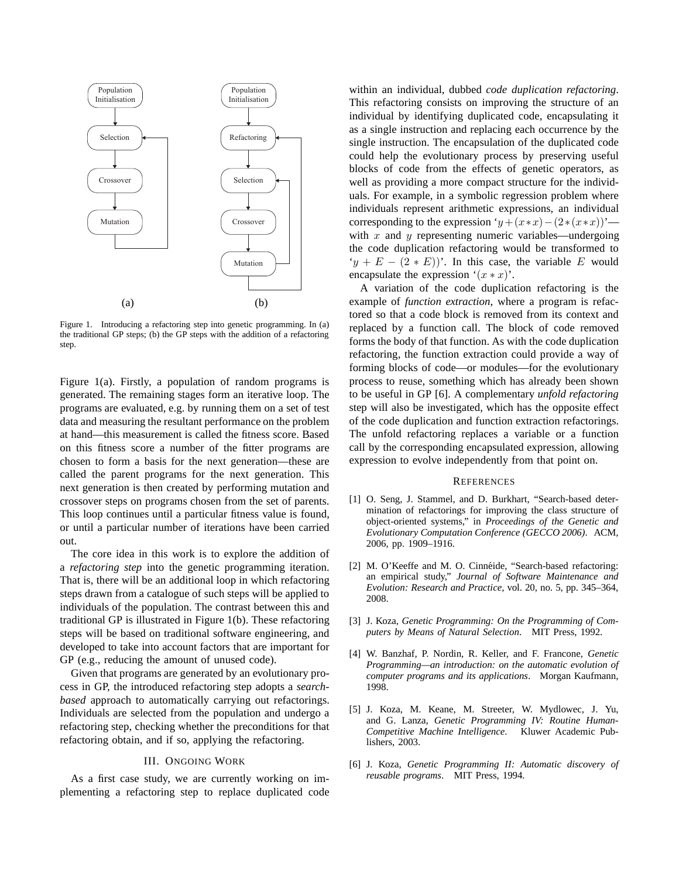Population Initialisation

Selection

Crossover

Mutation

(a)

Population Initialisation

Refactoring

Selection

Crossover

Mutation

(b)

Figure 1. Introducing a refactoring step into genetic programming. In (a) the traditional GP steps; (b) the GP steps with the addition of a refactoring step.

Figure 1(a). Firstly, a population of random programs is generated. The remaining stages form an iterative loop. The programs are evaluated, e.g. by running them on a set of test data and measuring the resultant performance on the problem at hand—this measurement is called the fitness score. Based on this fitness score a number of the fitter programs are chosen to form a basis for the next generation—these are called the parent programs for the next generation. This next generation is then created by performing mutation and crossover steps on programs chosen from the set of parents. This loop continues until a particular fitness value is found, or until a particular number of iterations have been carried out.

The core idea in this work is to explore the addition of a *refactoring step* into the genetic programming iteration. That is, there will be an additional loop in which refactoring steps drawn from a catalogue of such steps will be applied to individuals of the population. The contrast between this and traditional GP is illustrated in Figure 1(b). These refactoring steps will be based on traditional software engineering, and developed to take into account factors that are important for GP (e.g., reducing the amount of unused code).

Given that programs are generated by an evolutionary process in GP, the introduced refactoring step adopts a *search-based* approach to automatically carrying out refactorings. Individuals are selected from the population and undergo a refactoring step, checking whether the preconditions for that refactoring obtain, and if so, applying the refactoring.

## III. Ongoing Work

As a first case study, we are currently working on implementing a refactoring step to replace duplicated code within an individual, dubbed *code duplication refactoring*. This refactoring consists on improving the structure of an individual by identifying duplicated code, encapsulating it as a single instruction and replacing each occurrence by the single instruction. The encapsulation of the duplicated code could help the evolutionary process by preserving useful blocks of code from the effects of genetic operators, as well as providing a more compact structure for the individuals. For example, in a symbolic regression problem where individuals represent arithmetic expressions, an individual corresponding to the expression '$y + (x * x) - (2 * (x * x))$'—with $x$ and $y$ representing numeric variables—undergoing the code duplication refactoring would be transformed to '$y + E - (2 * E))$'. In this case, the variable $E$ would encapsulate the expression '$(x * x)$'.

A variation of the code duplication refactoring is the example of *function extraction*, where a program is refactored so that a code block is removed from its context and replaced by a function call. The block of code removed forms the body of that function. As with the code duplication refactoring, the function extraction could provide a way of forming blocks of code—or modules—for the evolutionary process to reuse, something which has already been shown to be useful in GP [6]. A complementary *unfold refactoring* step will also be investigated, which has the opposite effect of the code duplication and function extraction refactorings. The unfold refactoring replaces a variable or a function call by the corresponding encapsulated expression, allowing expression to evolve independently from that point on.

## References

[1] O. Seng, J. Stammel, and D. Burkhart, "Search-based determination of refactorings for improving the class structure of object-oriented systems," in *Proceedings of the Genetic and Evolutionary Computation Conference (GECCO 2006)*. ACM, 2006, pp. 1909–1916.

[2] M. O'Keeffe and M. O. Cinnéide, "Search-based refactoring: an empirical study," *Journal of Software Maintenance and Evolution: Research and Practice*, vol. 20, no. 5, pp. 345–364, 2008.

[3] J. Koza, *Genetic Programming: On the Programming of Computers by Means of Natural Selection*. MIT Press, 1992.

[4] W. Banzhaf, P. Nordin, R. Keller, and F. Francone, *Genetic Programming—an introduction: on the automatic evolution of computer programs and its applications*. Morgan Kaufmann, 1998.

[5] J. Koza, M. Keane, M. Streeter, W. Mydlowec, J. Yu, and G. Lanza, *Genetic Programming IV: Routine Human-Competitive Machine Intelligence*. Kluwer Academic Publishers, 2003.

[6] J. Koza, *Genetic Programming II: Automatic discovery of reusable programs*. MIT Press, 1994.